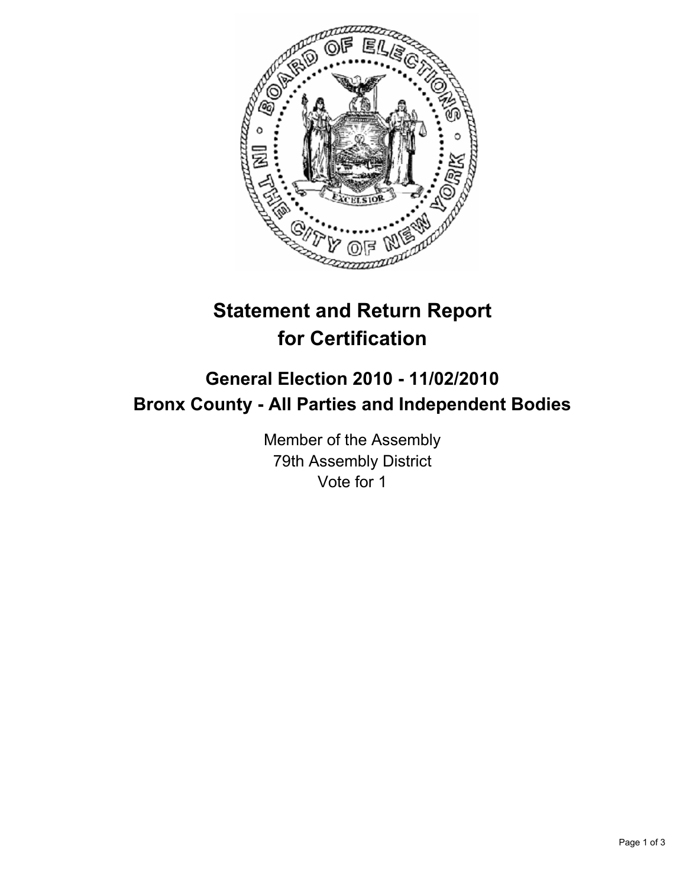# Statement and Return Report for Certification

## General Election 2010 - 11/02/2010
## Bronx County - All Parties and Independent Bodies

Member of the Assembly
79th Assembly District
Vote for 1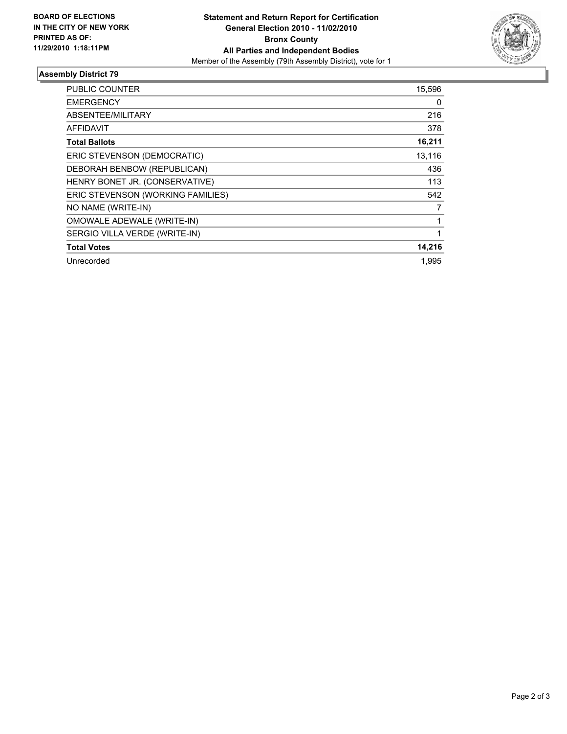**BOARD OF ELECTIONS**
**IN THE CITY OF NEW YORK**
**PRINTED AS OF:**
**11/29/2010 1:18:11PM**

**Statement and Return Report for Certification**
**General Election 2010 - 11/02/2010**
**Bronx County**
**All Parties and Independent Bodies**
Member of the Assembly (79th Assembly District), vote for 1

## Assembly District 79

| | |
|---|---|
| PUBLIC COUNTER | 15,596 |
| EMERGENCY | 0 |
| ABSENTEE/MILITARY | 216 |
| AFFIDAVIT | 378 |
| **Total Ballots** | **16,211** |
| ERIC STEVENSON (DEMOCRATIC) | 13,116 |
| DEBORAH BENBOW (REPUBLICAN) | 436 |
| HENRY BONET JR. (CONSERVATIVE) | 113 |
| ERIC STEVENSON (WORKING FAMILIES) | 542 |
| NO NAME (WRITE-IN) | 7 |
| OMOWALE ADEWALE (WRITE-IN) | 1 |
| SERGIO VILLA VERDE (WRITE-IN) | 1 |
| **Total Votes** | **14,216** |
| Unrecorded | 1,995 |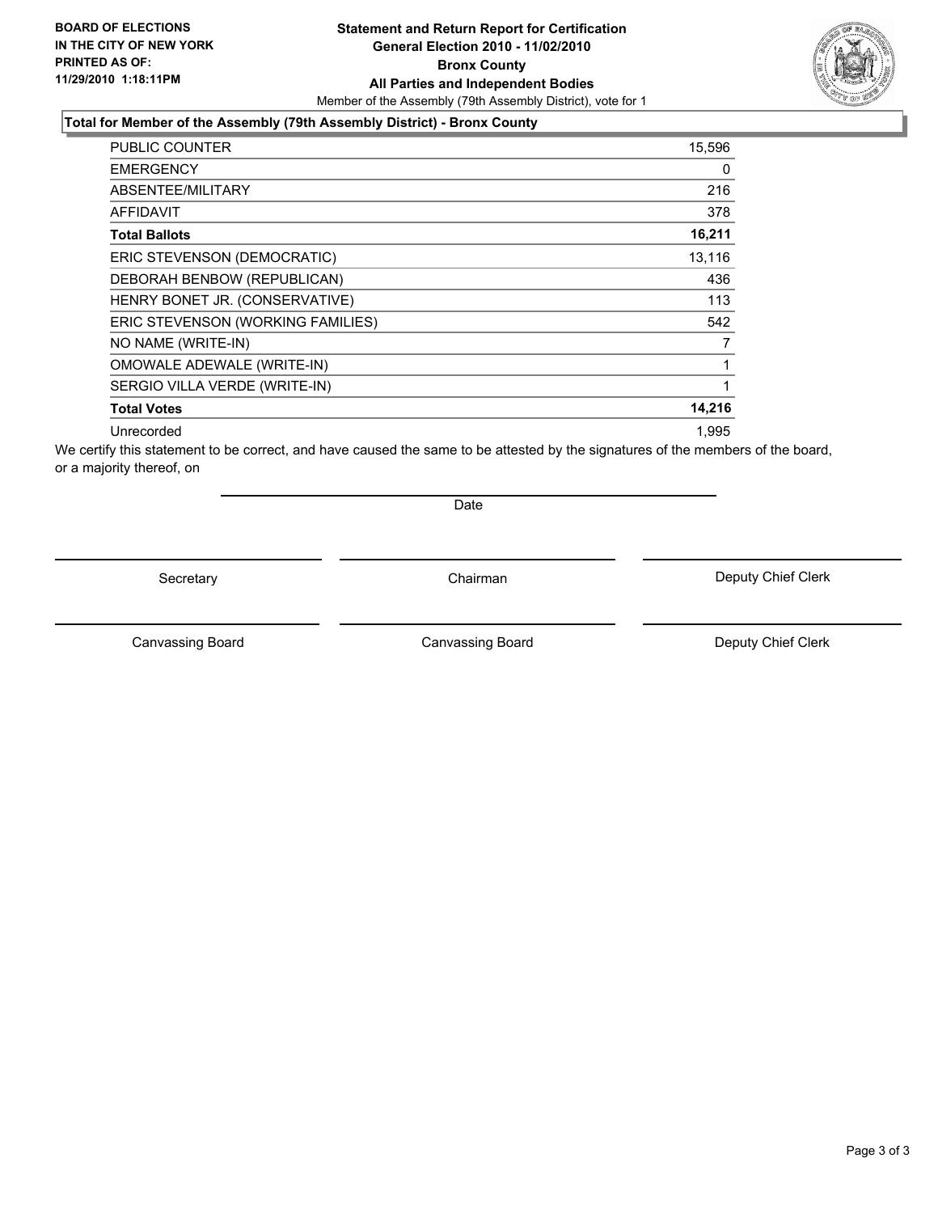**BOARD OF ELECTIONS IN THE CITY OF NEW YORK PRINTED AS OF: 11/29/2010 1:18:11PM**

# Statement and Return Report for Certification General Election 2010 - 11/02/2010 Bronx County All Parties and Independent Bodies

Member of the Assembly (79th Assembly District), vote for 1

## Total for Member of the Assembly (79th Assembly District) - Bronx County

| | |
|---|---|
| PUBLIC COUNTER | 15,596 |
| EMERGENCY | 0 |
| ABSENTEE/MILITARY | 216 |
| AFFIDAVIT | 378 |
| **Total Ballots** | **16,211** |
| ERIC STEVENSON (DEMOCRATIC) | 13,116 |
| DEBORAH BENBOW (REPUBLICAN) | 436 |
| HENRY BONET JR. (CONSERVATIVE) | 113 |
| ERIC STEVENSON (WORKING FAMILIES) | 542 |
| NO NAME (WRITE-IN) | 7 |
| OMOWALE ADEWALE (WRITE-IN) | 1 |
| SERGIO VILLA VERDE (WRITE-IN) | 1 |
| **Total Votes** | **14,216** |
| Unrecorded | 1,995 |

We certify this statement to be correct, and have caused the same to be attested by the signatures of the members of the board, or a majority thereof, on

Date

Secretary | Chairman | Deputy Chief Clerk

Canvassing Board | Canvassing Board | Deputy Chief Clerk